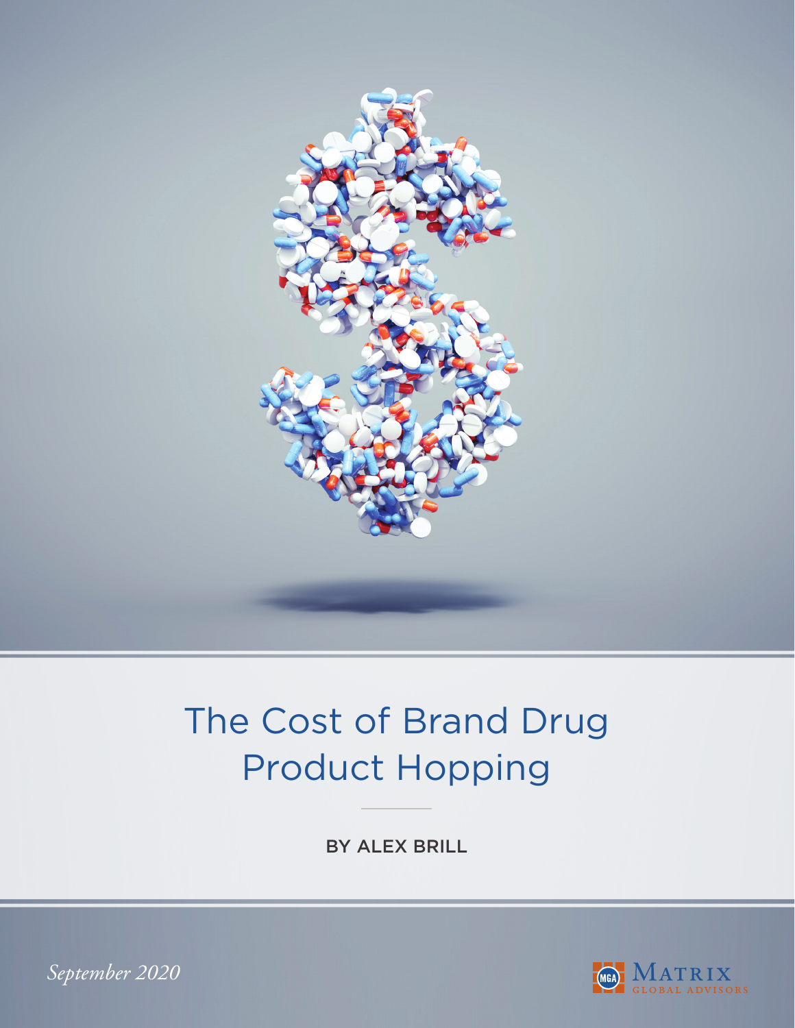# The Cost of Brand Drug Product Hopping

BY ALEX BRILL

*September 2020*

MATRIX GLOBAL ADVISORS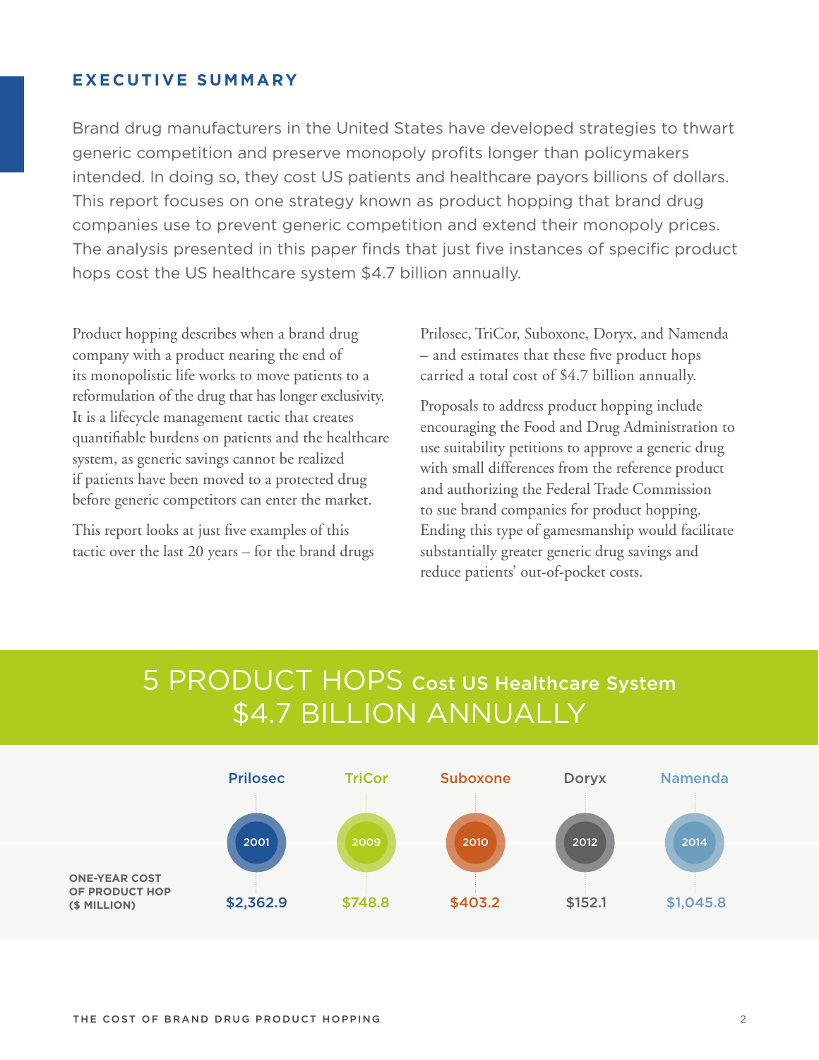## EXECUTIVE SUMMARY

Brand drug manufacturers in the United States have developed strategies to thwart generic competition and preserve monopoly profits longer than policymakers intended. In doing so, they cost US patients and healthcare payors billions of dollars. This report focuses on one strategy known as product hopping that brand drug companies use to prevent generic competition and extend their monopoly prices. The analysis presented in this paper finds that just five instances of specific product hops cost the US healthcare system $4.7 billion annually.

Product hopping describes when a brand drug company with a product nearing the end of its monopolistic life works to move patients to a reformulation of the drug that has longer exclusivity. It is a lifecycle management tactic that creates quantifiable burdens on patients and the healthcare system, as generic savings cannot be realized if patients have been moved to a protected drug before generic competitors can enter the market.

This report looks at just five examples of this tactic over the last 20 years – for the brand drugs Prilosec, TriCor, Suboxone, Doryx, and Namenda – and estimates that these five product hops carried a total cost of $4.7 billion annually.

Proposals to address product hopping include encouraging the Food and Drug Administration to use suitability petitions to approve a generic drug with small differences from the reference product and authorizing the Federal Trade Commission to sue brand companies for product hopping. Ending this type of gamesmanship would facilitate substantially greater generic drug savings and reduce patients' out-of-pocket costs.

## 5 PRODUCT HOPS Cost US Healthcare System $4.7 BILLION ANNUALLY

| | Prilosec | TriCor | Suboxone | Doryx | Namenda |
|---|---|---|---|---|---|
| | 2001 | 2009 | 2010 | 2012 | 2014 |
| ONE-YEAR COST OF PRODUCT HOP ($ MILLION) | $2,362.9 | $748.8 | $403.2 | $152.1 | $1,045.8 |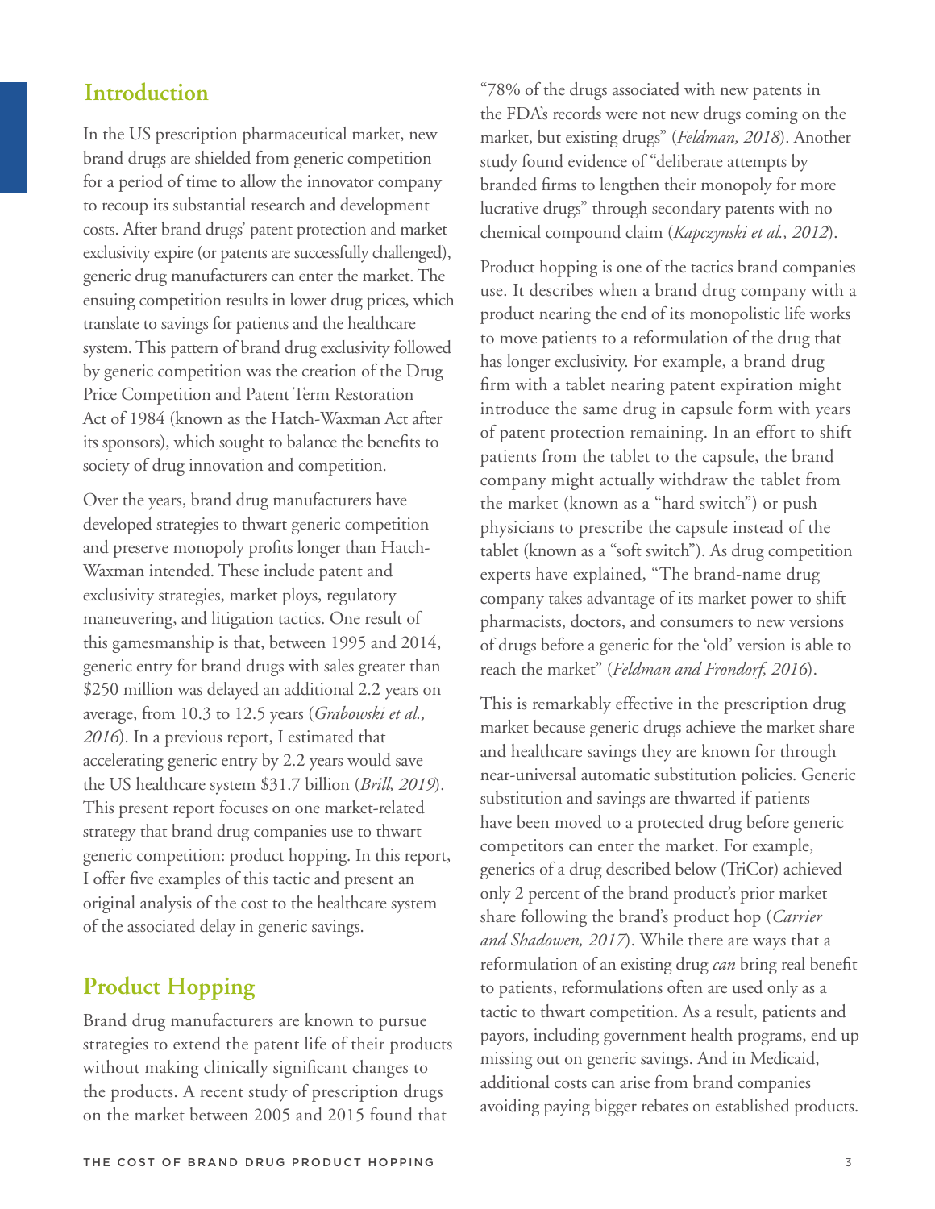## Introduction

In the US prescription pharmaceutical market, new brand drugs are shielded from generic competition for a period of time to allow the innovator company to recoup its substantial research and development costs. After brand drugs' patent protection and market exclusivity expire (or patents are successfully challenged), generic drug manufacturers can enter the market. The ensuing competition results in lower drug prices, which translate to savings for patients and the healthcare system. This pattern of brand drug exclusivity followed by generic competition was the creation of the Drug Price Competition and Patent Term Restoration Act of 1984 (known as the Hatch-Waxman Act after its sponsors), which sought to balance the benefits to society of drug innovation and competition.

Over the years, brand drug manufacturers have developed strategies to thwart generic competition and preserve monopoly profits longer than Hatch-Waxman intended. These include patent and exclusivity strategies, market ploys, regulatory maneuvering, and litigation tactics. One result of this gamesmanship is that, between 1995 and 2014, generic entry for brand drugs with sales greater than $250 million was delayed an additional 2.2 years on average, from 10.3 to 12.5 years (*Grabowski et al., 2016*). In a previous report, I estimated that accelerating generic entry by 2.2 years would save the US healthcare system $31.7 billion (*Brill, 2019*). This present report focuses on one market-related strategy that brand drug companies use to thwart generic competition: product hopping. In this report, I offer five examples of this tactic and present an original analysis of the cost to the healthcare system of the associated delay in generic savings.

## Product Hopping

Brand drug manufacturers are known to pursue strategies to extend the patent life of their products without making clinically significant changes to the products. A recent study of prescription drugs on the market between 2005 and 2015 found that "78% of the drugs associated with new patents in the FDA's records were not new drugs coming on the market, but existing drugs" (*Feldman, 2018*). Another study found evidence of "deliberate attempts by branded firms to lengthen their monopoly for more lucrative drugs" through secondary patents with no chemical compound claim (*Kapczynski et al., 2012*).

Product hopping is one of the tactics brand companies use. It describes when a brand drug company with a product nearing the end of its monopolistic life works to move patients to a reformulation of the drug that has longer exclusivity. For example, a brand drug firm with a tablet nearing patent expiration might introduce the same drug in capsule form with years of patent protection remaining. In an effort to shift patients from the tablet to the capsule, the brand company might actually withdraw the tablet from the market (known as a "hard switch") or push physicians to prescribe the capsule instead of the tablet (known as a "soft switch"). As drug competition experts have explained, "The brand-name drug company takes advantage of its market power to shift pharmacists, doctors, and consumers to new versions of drugs before a generic for the 'old' version is able to reach the market" (*Feldman and Frondorf, 2016*).

This is remarkably effective in the prescription drug market because generic drugs achieve the market share and healthcare savings they are known for through near-universal automatic substitution policies. Generic substitution and savings are thwarted if patients have been moved to a protected drug before generic competitors can enter the market. For example, generics of a drug described below (TriCor) achieved only 2 percent of the brand product's prior market share following the brand's product hop (*Carrier and Shadowen, 2017*). While there are ways that a reformulation of an existing drug *can* bring real benefit to patients, reformulations often are used only as a tactic to thwart competition. As a result, patients and payors, including government health programs, end up missing out on generic savings. And in Medicaid, additional costs can arise from brand companies avoiding paying bigger rebates on established products.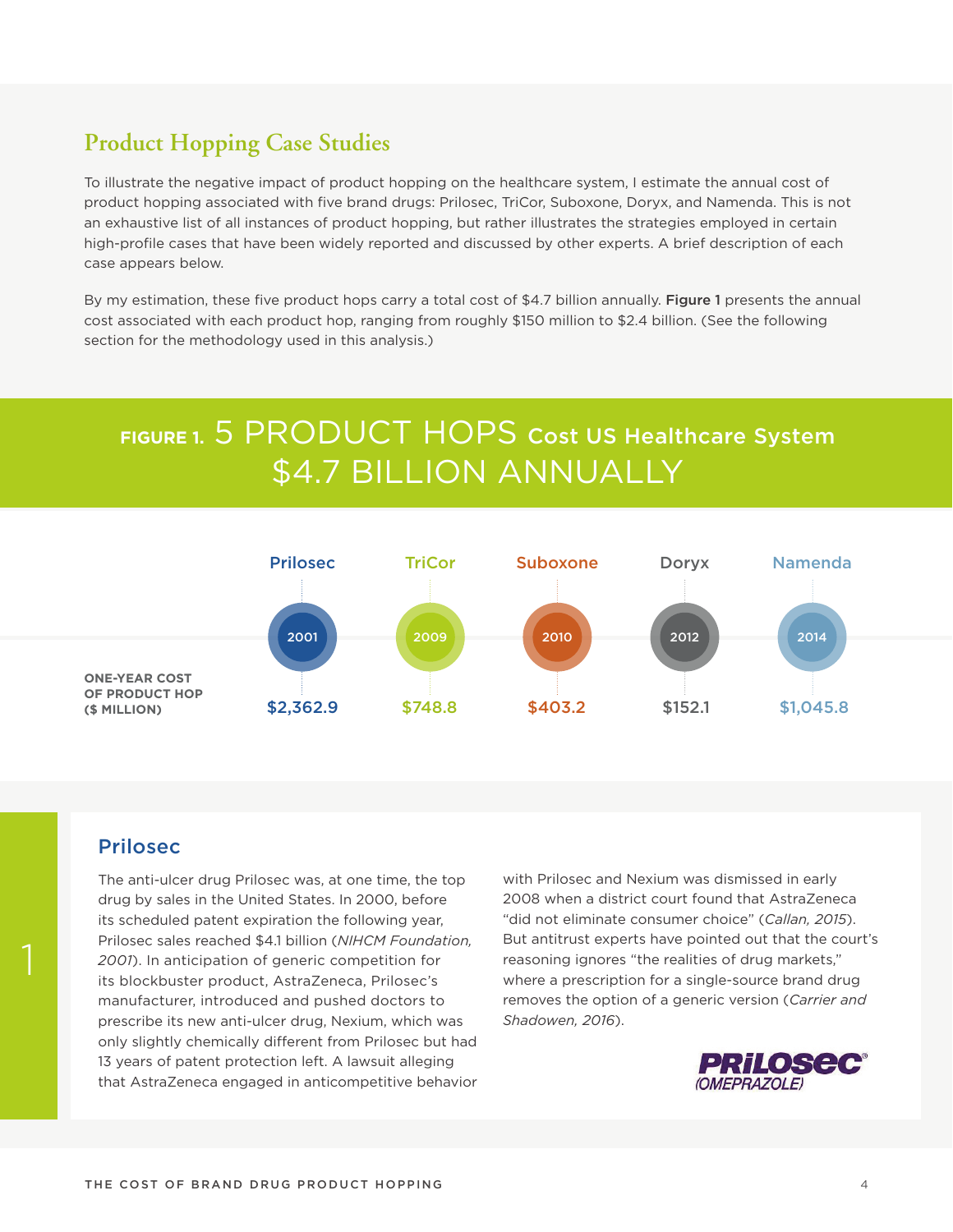## Product Hopping Case Studies

To illustrate the negative impact of product hopping on the healthcare system, I estimate the annual cost of product hopping associated with five brand drugs: Prilosec, TriCor, Suboxone, Doryx, and Namenda. This is not an exhaustive list of all instances of product hopping, but rather illustrates the strategies employed in certain high-profile cases that have been widely reported and discussed by other experts. A brief description of each case appears below.

By my estimation, these five product hops carry a total cost of $4.7 billion annually. **Figure 1** presents the annual cost associated with each product hop, ranging from roughly $150 million to $2.4 billion. (See the following section for the methodology used in this analysis.)

### FIGURE 1. 5 PRODUCT HOPS Cost US Healthcare System $4.7 BILLION ANNUALLY

| | Prilosec | TriCor | Suboxone | Doryx | Namenda |
|---|---|---|---|---|---|
| | 2001 | 2009 | 2010 | 2012 | 2014 |
| ONE-YEAR COST OF PRODUCT HOP ($ MILLION) | $2,362.9 | $748.8 | $403.2 | $152.1 | $1,045.8 |

### 1 Prilosec

The anti-ulcer drug Prilosec was, at one time, the top drug by sales in the United States. In 2000, before its scheduled patent expiration the following year, Prilosec sales reached $4.1 billion (*NIHCM Foundation, 2001*). In anticipation of generic competition for its blockbuster product, AstraZeneca, Prilosec's manufacturer, introduced and pushed doctors to prescribe its new anti-ulcer drug, Nexium, which was only slightly chemically different from Prilosec but had 13 years of patent protection left. A lawsuit alleging that AstraZeneca engaged in anticompetitive behavior with Prilosec and Nexium was dismissed in early 2008 when a district court found that AstraZeneca "did not eliminate consumer choice" (*Callan, 2015*). But antitrust experts have pointed out that the court's reasoning ignores "the realities of drug markets," where a prescription for a single-source brand drug removes the option of a generic version (*Carrier and Shadowen, 2016*).

PRILOSEC® (OMEPRAZOLE)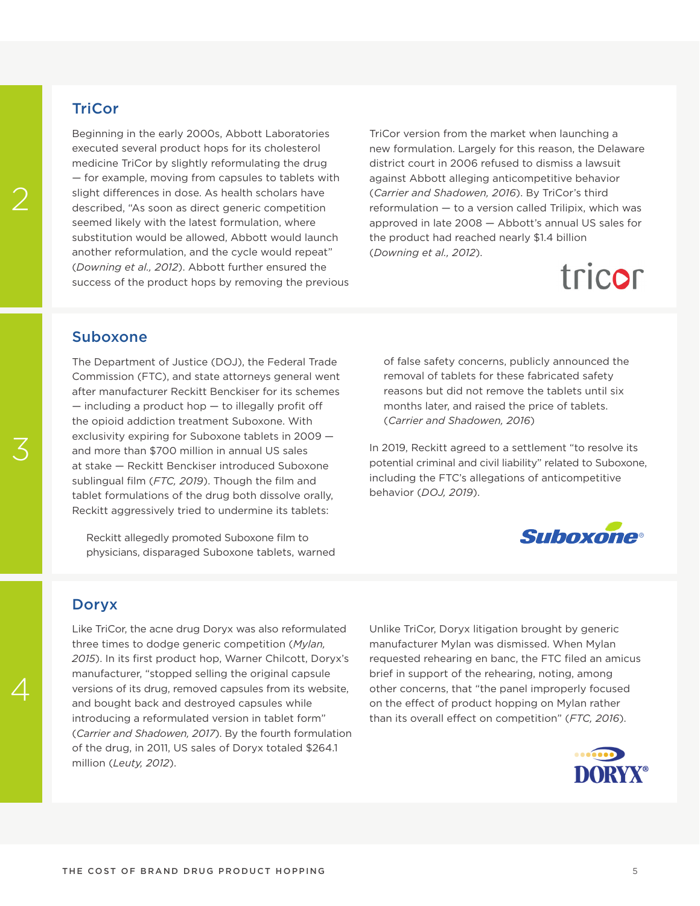## TriCor

Beginning in the early 2000s, Abbott Laboratories executed several product hops for its cholesterol medicine TriCor by slightly reformulating the drug — for example, moving from capsules to tablets with slight differences in dose. As health scholars have described, "As soon as direct generic competition seemed likely with the latest formulation, where substitution would be allowed, Abbott would launch another reformulation, and the cycle would repeat" (*Downing et al., 2012*). Abbott further ensured the success of the product hops by removing the previous TriCor version from the market when launching a new formulation. Largely for this reason, the Delaware district court in 2006 refused to dismiss a lawsuit against Abbott alleging anticompetitive behavior (*Carrier and Shadowen, 2016*). By TriCor's third reformulation — to a version called Trilipix, which was approved in late 2008 — Abbott's annual US sales for the product had reached nearly $1.4 billion (*Downing et al., 2012*).

## Suboxone

The Department of Justice (DOJ), the Federal Trade Commission (FTC), and state attorneys general went after manufacturer Reckitt Benckiser for its schemes — including a product hop — to illegally profit off the opioid addiction treatment Suboxone. With exclusivity expiring for Suboxone tablets in 2009 — and more than $700 million in annual US sales at stake — Reckitt Benckiser introduced Suboxone sublingual film (*FTC, 2019*). Though the film and tablet formulations of the drug both dissolve orally, Reckitt aggressively tried to undermine its tablets:

> Reckitt allegedly promoted Suboxone film to physicians, disparaged Suboxone tablets, warned of false safety concerns, publicly announced the removal of tablets for these fabricated safety reasons but did not remove the tablets until six months later, and raised the price of tablets. (*Carrier and Shadowen, 2016*)

In 2019, Reckitt agreed to a settlement "to resolve its potential criminal and civil liability" related to Suboxone, including the FTC's allegations of anticompetitive behavior (*DOJ, 2019*).

## Doryx

Like TriCor, the acne drug Doryx was also reformulated three times to dodge generic competition (*Mylan, 2015*). In its first product hop, Warner Chilcott, Doryx's manufacturer, "stopped selling the original capsule versions of its drug, removed capsules from its website, and bought back and destroyed capsules while introducing a reformulated version in tablet form" (*Carrier and Shadowen, 2017*). By the fourth formulation of the drug, in 2011, US sales of Doryx totaled $264.1 million (*Leuty, 2012*).

Unlike TriCor, Doryx litigation brought by generic manufacturer Mylan was dismissed. When Mylan requested rehearing en banc, the FTC filed an amicus brief in support of the rehearing, noting, among other concerns, that "the panel improperly focused on the effect of product hopping on Mylan rather than its overall effect on competition" (*FTC, 2016*).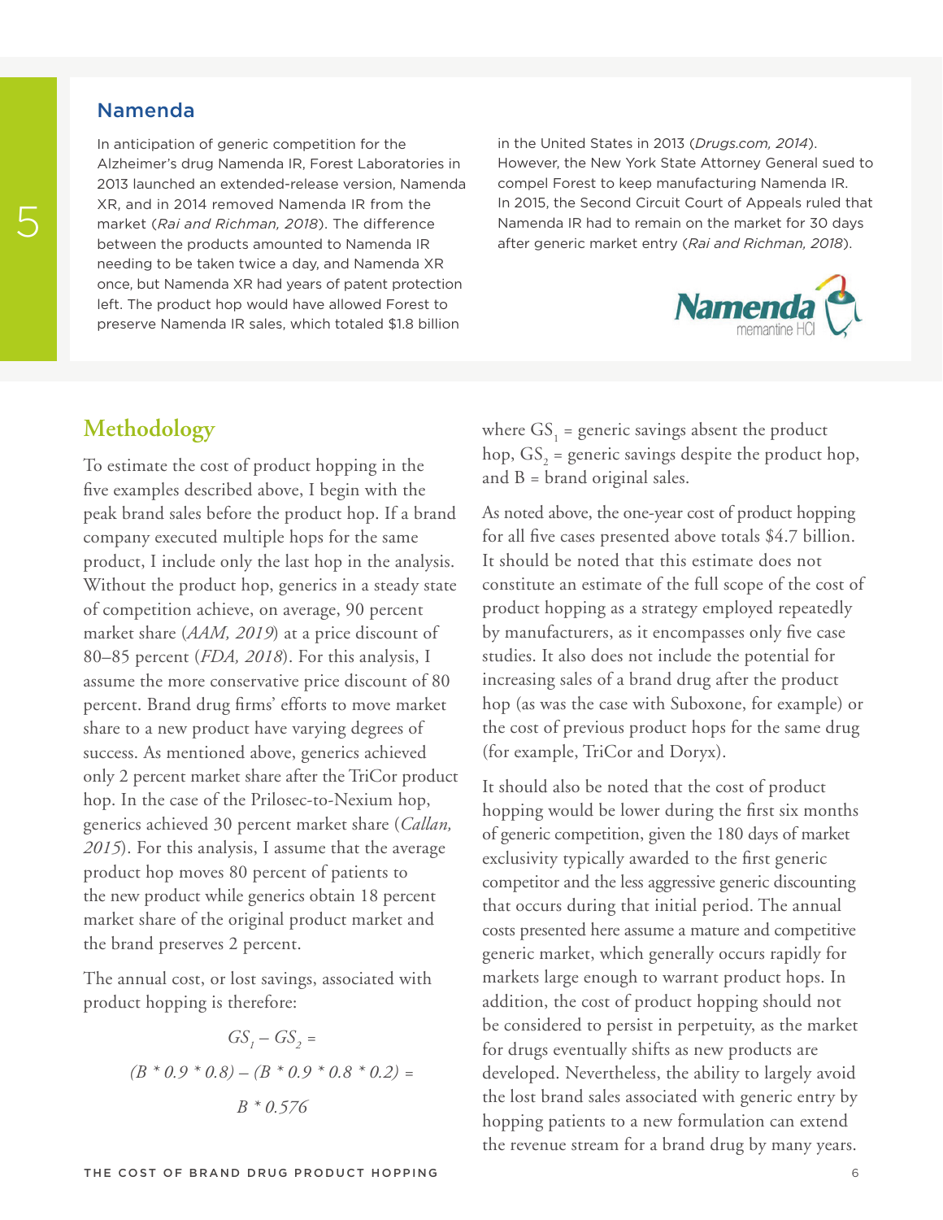## Namenda

In anticipation of generic competition for the Alzheimer's drug Namenda IR, Forest Laboratories in 2013 launched an extended-release version, Namenda XR, and in 2014 removed Namenda IR from the market (*Rai and Richman, 2018*). The difference between the products amounted to Namenda IR needing to be taken twice a day, and Namenda XR once, but Namenda XR had years of patent protection left. The product hop would have allowed Forest to preserve Namenda IR sales, which totaled $1.8 billion in the United States in 2013 (*Drugs.com, 2014*). However, the New York State Attorney General sued to compel Forest to keep manufacturing Namenda IR. In 2015, the Second Circuit Court of Appeals ruled that Namenda IR had to remain on the market for 30 days after generic market entry (*Rai and Richman, 2018*).

## Methodology

To estimate the cost of product hopping in the five examples described above, I begin with the peak brand sales before the product hop. If a brand company executed multiple hops for the same product, I include only the last hop in the analysis. Without the product hop, generics in a steady state of competition achieve, on average, 90 percent market share (*AAM, 2019*) at a price discount of 80–85 percent (*FDA, 2018*). For this analysis, I assume the more conservative price discount of 80 percent. Brand drug firms' efforts to move market share to a new product have varying degrees of success. As mentioned above, generics achieved only 2 percent market share after the TriCor product hop. In the case of the Prilosec-to-Nexium hop, generics achieved 30 percent market share (*Callan, 2015*). For this analysis, I assume that the average product hop moves 80 percent of patients to the new product while generics obtain 18 percent market share of the original product market and the brand preserves 2 percent.

The annual cost, or lost savings, associated with product hopping is therefore:

$$GS_1 - GS_2 =$$

$$(B * 0.9 * 0.8) - (B * 0.9 * 0.8 * 0.2) =$$

$$B * 0.576$$

where $GS_1$ = generic savings absent the product hop, $GS_2$ = generic savings despite the product hop, and B = brand original sales.

As noted above, the one-year cost of product hopping for all five cases presented above totals $4.7 billion. It should be noted that this estimate does not constitute an estimate of the full scope of the cost of product hopping as a strategy employed repeatedly by manufacturers, as it encompasses only five case studies. It also does not include the potential for increasing sales of a brand drug after the product hop (as was the case with Suboxone, for example) or the cost of previous product hops for the same drug (for example, TriCor and Doryx).

It should also be noted that the cost of product hopping would be lower during the first six months of generic competition, given the 180 days of market exclusivity typically awarded to the first generic competitor and the less aggressive generic discounting that occurs during that initial period. The annual costs presented here assume a mature and competitive generic market, which generally occurs rapidly for markets large enough to warrant product hops. In addition, the cost of product hopping should not be considered to persist in perpetuity, as the market for drugs eventually shifts as new products are developed. Nevertheless, the ability to largely avoid the lost brand sales associated with generic entry by hopping patients to a new formulation can extend the revenue stream for a brand drug by many years.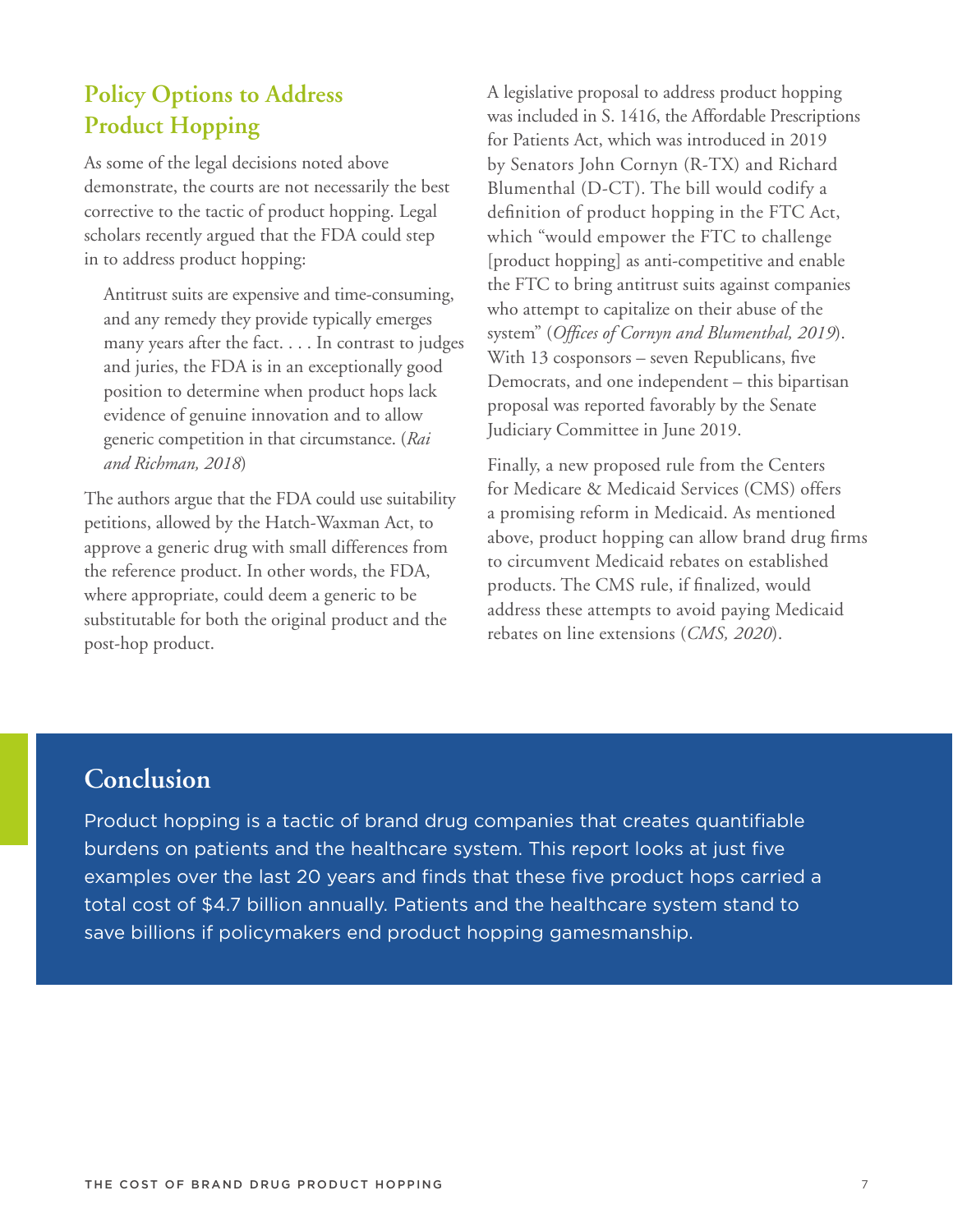## Policy Options to Address Product Hopping

As some of the legal decisions noted above demonstrate, the courts are not necessarily the best corrective to the tactic of product hopping. Legal scholars recently argued that the FDA could step in to address product hopping:

> Antitrust suits are expensive and time-consuming, and any remedy they provide typically emerges many years after the fact. . . . In contrast to judges and juries, the FDA is in an exceptionally good position to determine when product hops lack evidence of genuine innovation and to allow generic competition in that circumstance. (*Rai and Richman, 2018*)

The authors argue that the FDA could use suitability petitions, allowed by the Hatch-Waxman Act, to approve a generic drug with small differences from the reference product. In other words, the FDA, where appropriate, could deem a generic to be substitutable for both the original product and the post-hop product.

A legislative proposal to address product hopping was included in S. 1416, the Affordable Prescriptions for Patients Act, which was introduced in 2019 by Senators John Cornyn (R-TX) and Richard Blumenthal (D-CT). The bill would codify a definition of product hopping in the FTC Act, which "would empower the FTC to challenge [product hopping] as anti-competitive and enable the FTC to bring antitrust suits against companies who attempt to capitalize on their abuse of the system" (*Offices of Cornyn and Blumenthal, 2019*). With 13 cosponsors – seven Republicans, five Democrats, and one independent – this bipartisan proposal was reported favorably by the Senate Judiciary Committee in June 2019.

Finally, a new proposed rule from the Centers for Medicare & Medicaid Services (CMS) offers a promising reform in Medicaid. As mentioned above, product hopping can allow brand drug firms to circumvent Medicaid rebates on established products. The CMS rule, if finalized, would address these attempts to avoid paying Medicaid rebates on line extensions (*CMS, 2020*).

## Conclusion

Product hopping is a tactic of brand drug companies that creates quantifiable burdens on patients and the healthcare system. This report looks at just five examples over the last 20 years and finds that these five product hops carried a total cost of $4.7 billion annually. Patients and the healthcare system stand to save billions if policymakers end product hopping gamesmanship.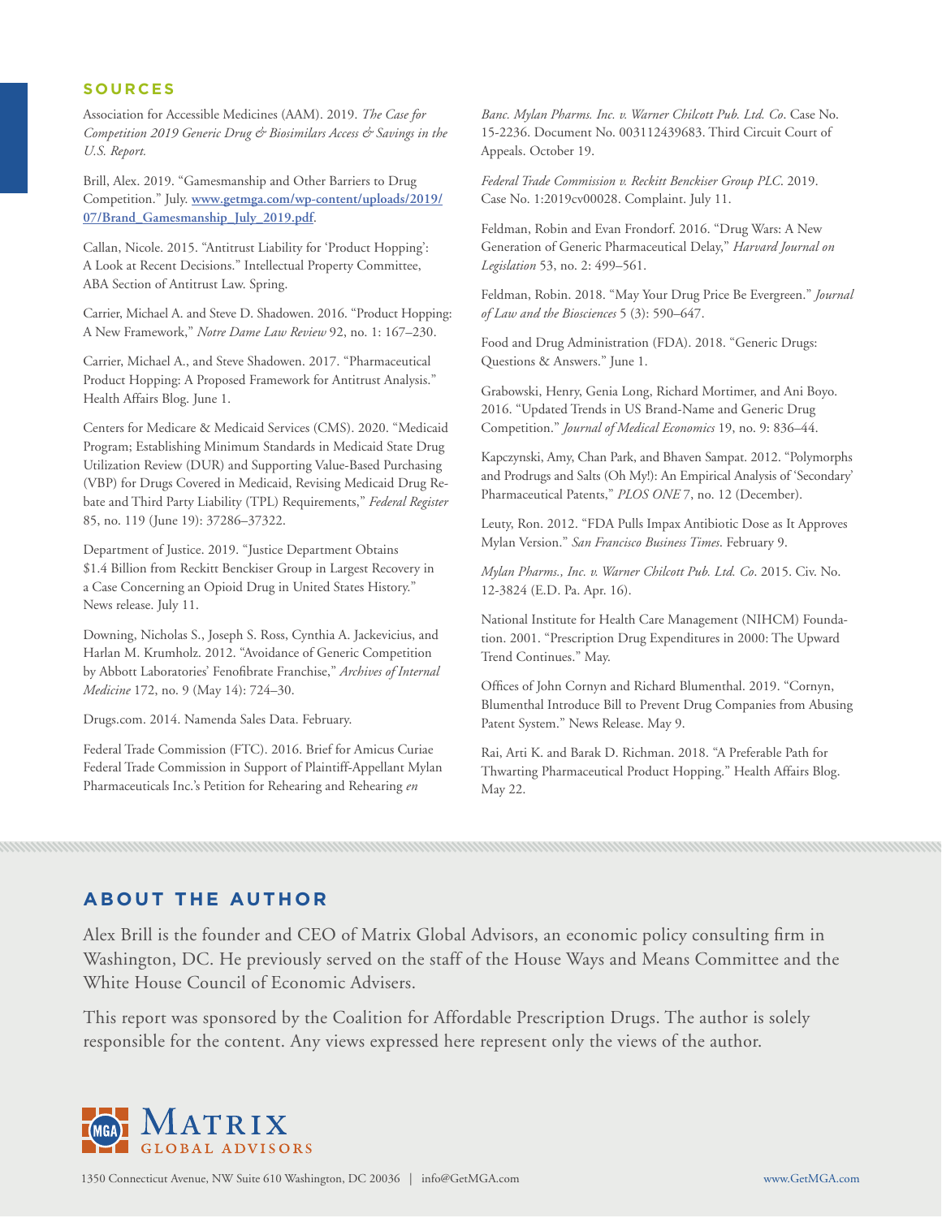## SOURCES

Association for Accessible Medicines (AAM). 2019. *The Case for Competition 2019 Generic Drug & Biosimilars Access & Savings in the U.S. Report.*

Brill, Alex. 2019. "Gamesmanship and Other Barriers to Drug Competition." July. [www.getmga.com/wp-content/uploads/2019/07/Brand_Gamesmanship_July_2019.pdf](www.getmga.com/wp-content/uploads/2019/07/Brand_Gamesmanship_July_2019.pdf).

Callan, Nicole. 2015. "Antitrust Liability for 'Product Hopping': A Look at Recent Decisions." Intellectual Property Committee, ABA Section of Antitrust Law. Spring.

Carrier, Michael A. and Steve D. Shadowen. 2016. "Product Hopping: A New Framework," *Notre Dame Law Review* 92, no. 1: 167–230.

Carrier, Michael A., and Steve Shadowen. 2017. "Pharmaceutical Product Hopping: A Proposed Framework for Antitrust Analysis." Health Affairs Blog. June 1.

Centers for Medicare & Medicaid Services (CMS). 2020. "Medicaid Program; Establishing Minimum Standards in Medicaid State Drug Utilization Review (DUR) and Supporting Value-Based Purchasing (VBP) for Drugs Covered in Medicaid, Revising Medicaid Drug Rebate and Third Party Liability (TPL) Requirements," *Federal Register* 85, no. 119 (June 19): 37286–37322.

Department of Justice. 2019. "Justice Department Obtains $1.4 Billion from Reckitt Benckiser Group in Largest Recovery in a Case Concerning an Opioid Drug in United States History." News release. July 11.

Downing, Nicholas S., Joseph S. Ross, Cynthia A. Jackevicius, and Harlan M. Krumholz. 2012. "Avoidance of Generic Competition by Abbott Laboratories' Fenofibrate Franchise," *Archives of Internal Medicine* 172, no. 9 (May 14): 724–30.

Drugs.com. 2014. Namenda Sales Data. February.

Federal Trade Commission (FTC). 2016. Brief for Amicus Curiae Federal Trade Commission in Support of Plaintiff-Appellant Mylan Pharmaceuticals Inc.'s Petition for Rehearing and Rehearing *en Banc*. *Mylan Pharms. Inc. v. Warner Chilcott Pub. Ltd. Co*. Case No. 15-2236. Document No. 003112439683. Third Circuit Court of Appeals. October 19.

*Federal Trade Commission v. Reckitt Benckiser Group PLC*. 2019. Case No. 1:2019cv00028. Complaint. July 11.

Feldman, Robin and Evan Frondorf. 2016. "Drug Wars: A New Generation of Generic Pharmaceutical Delay," *Harvard Journal on Legislation* 53, no. 2: 499–561.

Feldman, Robin. 2018. "May Your Drug Price Be Evergreen." *Journal of Law and the Biosciences* 5 (3): 590–647.

Food and Drug Administration (FDA). 2018. "Generic Drugs: Questions & Answers." June 1.

Grabowski, Henry, Genia Long, Richard Mortimer, and Ani Boyo. 2016. "Updated Trends in US Brand-Name and Generic Drug Competition." *Journal of Medical Economics* 19, no. 9: 836–44.

Kapczynski, Amy, Chan Park, and Bhaven Sampat. 2012. "Polymorphs and Prodrugs and Salts (Oh My!): An Empirical Analysis of 'Secondary' Pharmaceutical Patents," *PLOS ONE* 7, no. 12 (December).

Leuty, Ron. 2012. "FDA Pulls Impax Antibiotic Dose as It Approves Mylan Version." *San Francisco Business Times*. February 9.

*Mylan Pharms., Inc. v. Warner Chilcott Pub. Ltd. Co*. 2015. Civ. No. 12-3824 (E.D. Pa. Apr. 16).

National Institute for Health Care Management (NIHCM) Foundation. 2001. "Prescription Drug Expenditures in 2000: The Upward Trend Continues." May.

Offices of John Cornyn and Richard Blumenthal. 2019. "Cornyn, Blumenthal Introduce Bill to Prevent Drug Companies from Abusing Patent System." News Release. May 9.

Rai, Arti K. and Barak D. Richman. 2018. "A Preferable Path for Thwarting Pharmaceutical Product Hopping." Health Affairs Blog. May 22.

## ABOUT THE AUTHOR

Alex Brill is the founder and CEO of Matrix Global Advisors, an economic policy consulting firm in Washington, DC. He previously served on the staff of the House Ways and Means Committee and the White House Council of Economic Advisers.

This report was sponsored by the Coalition for Affordable Prescription Drugs. The author is solely responsible for the content. Any views expressed here represent only the views of the author.

MGA MATRIX GLOBAL ADVISORS

1350 Connecticut Avenue, NW Suite 610 Washington, DC 20036 | info@GetMGA.com

www.GetMGA.com